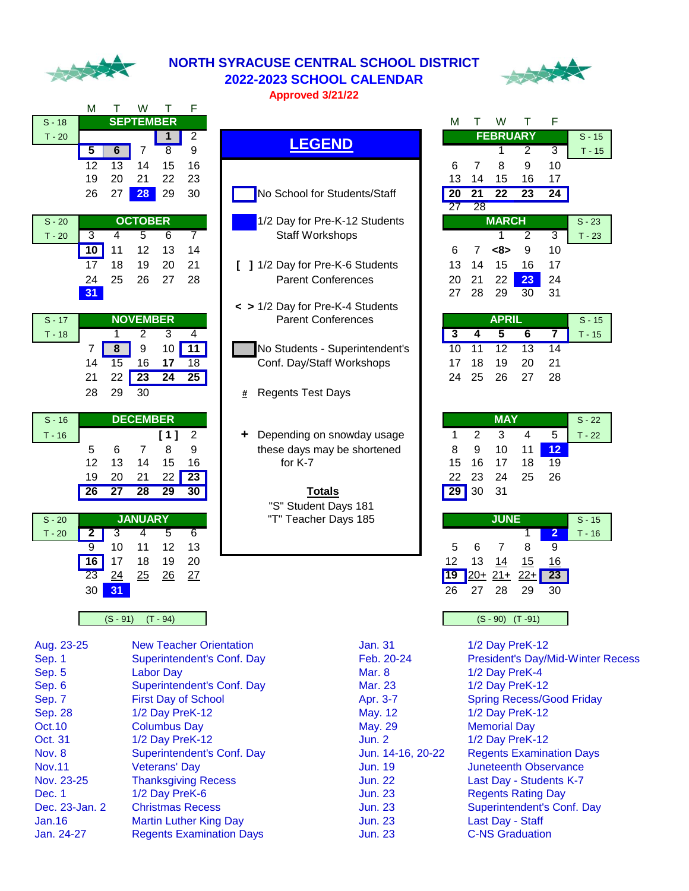# NORTH SYRACUSE CENTRAL SCHOOL DISTRICT
## 2022-2023 SCHOOL CALENDAR
**Approved 3/21/22**

### SEPTEMBER (S - 18, T - 20)

| M | T | W | T | F |
|---|---|---|---|---|
| | | | 1 | 2 |
| 5 | 6 | 7 | 8 | 9 |
| 12 | 13 | 14 | 15 | 16 |
| 19 | 20 | 21 | 22 | 23 |
| 26 | 27 | 28 | 29 | 30 |

### OCTOBER (S - 20, T - 20)

| M | T | W | T | F |
|---|---|---|---|---|
| 3 | 4 | 5 | 6 | 7 |
| 10 | 11 | 12 | 13 | 14 |
| 17 | 18 | 19 | 20 | 21 |
| 24 | 25 | 26 | 27 | 28 |
| 31 | | | | |

### NOVEMBER (S - 17, T - 18)

| M | T | W | T | F |
|---|---|---|---|---|
| | 1 | 2 | 3 | 4 |
| 7 | 8 | 9 | 10 | 11 |
| 14 | 15 | 16 | 17 | 18 |
| 21 | 22 | 23 | 24 | 25 |
| 28 | 29 | 30 | | |

### DECEMBER (S - 16, T - 16)

| M | T | W | T | F |
|---|---|---|---|---|
| | | | [ 1 ] | 2 |
| 5 | 6 | 7 | 8 | 9 |
| 12 | 13 | 14 | 15 | 16 |
| 19 | 20 | 21 | 22 | 23 |
| 26 | 27 | 28 | 29 | 30 |

### JANUARY (S - 20, T - 20)

| M | T | W | T | F |
|---|---|---|---|---|
| 2 | 3 | 4 | 5 | 6 |
| 9 | 10 | 11 | 12 | 13 |
| 16 | 17 | 18 | 19 | 20 |
| 23 | 24 # | 25 # | 26 # | 27 # |
| 30 | 31 | | | |

(S - 91) (T - 94)

### LEGEND

- No School for Students/Staff
- 1/2 Day for Pre-K-12 Students Staff Workshops
- [ ] 1/2 Day for Pre-K-6 Students Parent Conferences
- < > 1/2 Day for Pre-K-4 Students Parent Conferences
- No Students - Superintendent's Conf. Day/Staff Workshops
- # Regents Test Days
- + Depending on snowday usage these days may be shortened for K-7

**Totals**
"S" Student Days 181
"T" Teacher Days 185

### FEBRUARY (S - 15, T - 15)

| M | T | W | T | F |
|---|---|---|---|---|
| | | 1 | 2 | 3 |
| 6 | 7 | 8 | 9 | 10 |
| 13 | 14 | 15 | 16 | 17 |
| 20 | 21 | 22 | 23 | 24 |
| 27 | 28 | | | |

### MARCH (S - 23, T - 23)

| M | T | W | T | F |
|---|---|---|---|---|
| | | 1 | 2 | 3 |
| 6 | 7 | <8> | 9 | 10 |
| 13 | 14 | 15 | 16 | 17 |
| 20 | 21 | 22 | 23 | 24 |
| 27 | 28 | 29 | 30 | 31 |

### APRIL (S - 15, T - 15)

| M | T | W | T | F |
|---|---|---|---|---|
| 3 | 4 | 5 | 6 | 7 |
| 10 | 11 | 12 | 13 | 14 |
| 17 | 18 | 19 | 20 | 21 |
| 24 | 25 | 26 | 27 | 28 |

### MAY (S - 22, T - 22)

| M | T | W | T | F |
|---|---|---|---|---|
| 1 | 2 | 3 | 4 | 5 |
| 8 | 9 | 10 | 11 | 12 |
| 15 | 16 | 17 | 18 | 19 |
| 22 | 23 | 24 | 25 | 26 |
| 29 | 30 | 31 | | |

### JUNE (S - 15, T - 16)

| M | T | W | T | F |
|---|---|---|---|---|
| | | | 1 | 2 |
| 5 | 6 | 7 | 8 | 9 |
| 12 | 13 | 14 # | 15 # | 16 # |
| 19 | 20+ # | 21+ # | 22+ # | 23 |
| 26 | 27 | 28 | 29 | 30 |

(S - 90) (T -91)

### Important Dates

| Date | Event |
|---|---|
| Aug. 23-25 | New Teacher Orientation |
| Sep. 1 | Superintendent's Conf. Day |
| Sep. 5 | Labor Day |
| Sep. 6 | Superintendent's Conf. Day |
| Sep. 7 | First Day of School |
| Sep. 28 | 1/2 Day PreK-12 |
| Oct.10 | Columbus Day |
| Oct. 31 | 1/2 Day PreK-12 |
| Nov. 8 | Superintendent's Conf. Day |
| Nov.11 | Veterans' Day |
| Nov. 23-25 | Thanksgiving Recess |
| Dec. 1 | 1/2 Day PreK-6 |
| Dec. 23-Jan. 2 | Christmas Recess |
| Jan.16 | Martin Luther King Day |
| Jan. 24-27 | Regents Examination Days |
| Jan. 31 | 1/2 Day PreK-12 |
| Feb. 20-24 | President's Day/Mid-Winter Recess |
| Mar. 8 | 1/2 Day PreK-4 |
| Mar. 23 | 1/2 Day PreK-12 |
| Apr. 3-7 | Spring Recess/Good Friday |
| May. 12 | 1/2 Day PreK-12 |
| May. 29 | Memorial Day |
| Jun. 2 | 1/2 Day PreK-12 |
| Jun. 14-16, 20-22 | Regents Examination Days |
| Jun. 19 | Juneteenth Observance |
| Jun. 22 | Last Day - Students K-7 |
| Jun. 23 | Regents Rating Day |
| Jun. 23 | Superintendent's Conf. Day |
| Jun. 23 | Last Day - Staff |
| Jun. 23 | C-NS Graduation |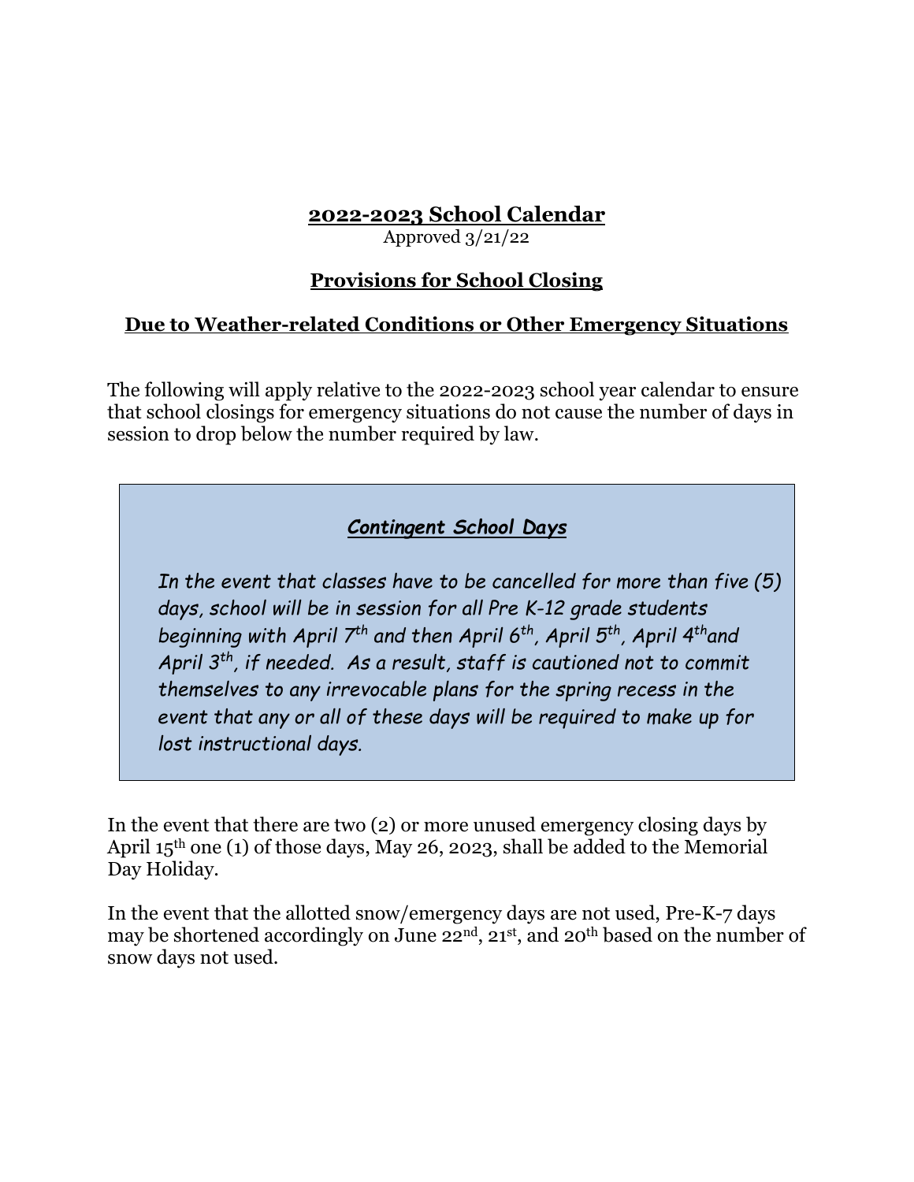## 2022-2023 School Calendar

Approved 3/21/22

## Provisions for School Closing

## Due to Weather-related Conditions or Other Emergency Situations

The following will apply relative to the 2022-2023 school year calendar to ensure that school closings for emergency situations do not cause the number of days in session to drop below the number required by law.

### *Contingent School Days*

*In the event that classes have to be cancelled for more than five (5) days, school will be in session for all Pre K-12 grade students beginning with April 7th and then April 6th, April 5th, April 4th and April 3rd, if needed. As a result, staff is cautioned not to commit themselves to any irrevocable plans for the spring recess in the event that any or all of these days will be required to make up for lost instructional days.*

In the event that there are two (2) or more unused emergency closing days by April 15th one (1) of those days, May 26, 2023, shall be added to the Memorial Day Holiday.

In the event that the allotted snow/emergency days are not used, Pre-K-7 days may be shortened accordingly on June 22nd, 21st, and 20th based on the number of snow days not used.